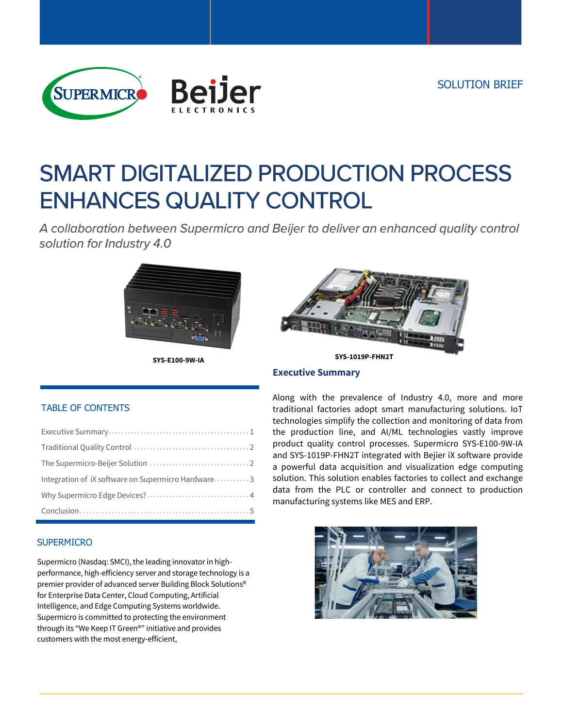SOLUTION BRIEF

# SMART DIGITALIZED PRODUCTION PROCESS ENHANCES QUALITY CONTROL

*A collaboration between Supermicro and Beijer to deliver an enhanced quality control solution for Industry 4.0*

**SYS-E100-9W-IA**

**SYS-1019P-FHN2T**

## Executive Summary

Along with the prevalence of Industry 4.0, more and more traditional factories adopt smart manufacturing solutions. IoT technologies simplify the collection and monitoring of data from the production line, and AI/ML technologies vastly improve product quality control processes. Supermicro SYS-E100-9W-IA and SYS-1019P-FHN2T integrated with Bejier iX software provide a powerful data acquisition and visualization edge computing solution. This solution enables factories to collect and exchange data from the PLC or controller and connect to production manufacturing systems like MES and ERP.

## TABLE OF CONTENTS

| | |
|---|---|
| Executive Summary | 1 |
| Traditional Quality Control | 2 |
| The Supermicro-Beijer Solution | 2 |
| Integration of iX software on Supermicro Hardware | 3 |
| Why Supermicro Edge Devices? | 4 |
| Conclusion | 5 |

## SUPERMICRO

Supermicro (Nasdaq: SMCI), the leading innovator in high-performance, high-efficiency server and storage technology is a premier provider of advanced server Building Block Solutions® for Enterprise Data Center, Cloud Computing, Artificial Intelligence, and Edge Computing Systems worldwide. Supermicro is committed to protecting the environment through its "We Keep IT Green®" initiative and provides customers with the most energy-efficient,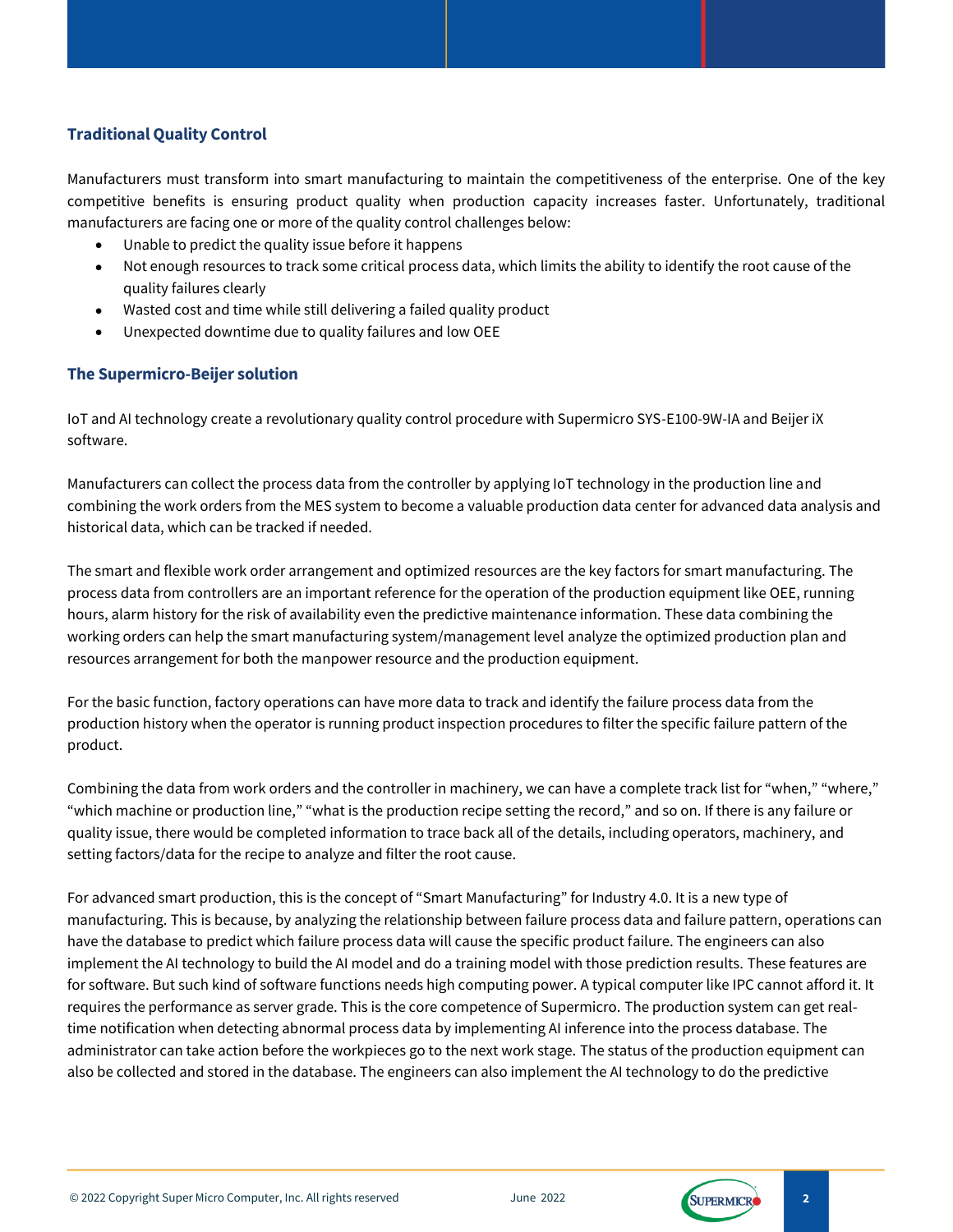## Traditional Quality Control

Manufacturers must transform into smart manufacturing to maintain the competitiveness of the enterprise. One of the key competitive benefits is ensuring product quality when production capacity increases faster. Unfortunately, traditional manufacturers are facing one or more of the quality control challenges below:

- Unable to predict the quality issue before it happens
- Not enough resources to track some critical process data, which limits the ability to identify the root cause of the quality failures clearly
- Wasted cost and time while still delivering a failed quality product
- Unexpected downtime due to quality failures and low OEE

## The Supermicro-Beijer solution

IoT and AI technology create a revolutionary quality control procedure with Supermicro SYS-E100-9W-IA and Beijer iX software.

Manufacturers can collect the process data from the controller by applying IoT technology in the production line and combining the work orders from the MES system to become a valuable production data center for advanced data analysis and historical data, which can be tracked if needed.

The smart and flexible work order arrangement and optimized resources are the key factors for smart manufacturing. The process data from controllers are an important reference for the operation of the production equipment like OEE, running hours, alarm history for the risk of availability even the predictive maintenance information. These data combining the working orders can help the smart manufacturing system/management level analyze the optimized production plan and resources arrangement for both the manpower resource and the production equipment.

For the basic function, factory operations can have more data to track and identify the failure process data from the production history when the operator is running product inspection procedures to filter the specific failure pattern of the product.

Combining the data from work orders and the controller in machinery, we can have a complete track list for "when," "where," "which machine or production line," "what is the production recipe setting the record," and so on. If there is any failure or quality issue, there would be completed information to trace back all of the details, including operators, machinery, and setting factors/data for the recipe to analyze and filter the root cause.

For advanced smart production, this is the concept of "Smart Manufacturing" for Industry 4.0. It is a new type of manufacturing. This is because, by analyzing the relationship between failure process data and failure pattern, operations can have the database to predict which failure process data will cause the specific product failure. The engineers can also implement the AI technology to build the AI model and do a training model with those prediction results. These features are for software. But such kind of software functions needs high computing power. A typical computer like IPC cannot afford it. It requires the performance as server grade. This is the core competence of Supermicro. The production system can get real-time notification when detecting abnormal process data by implementing AI inference into the process database. The administrator can take action before the workpieces go to the next work stage. The status of the production equipment can also be collected and stored in the database. The engineers can also implement the AI technology to do the predictive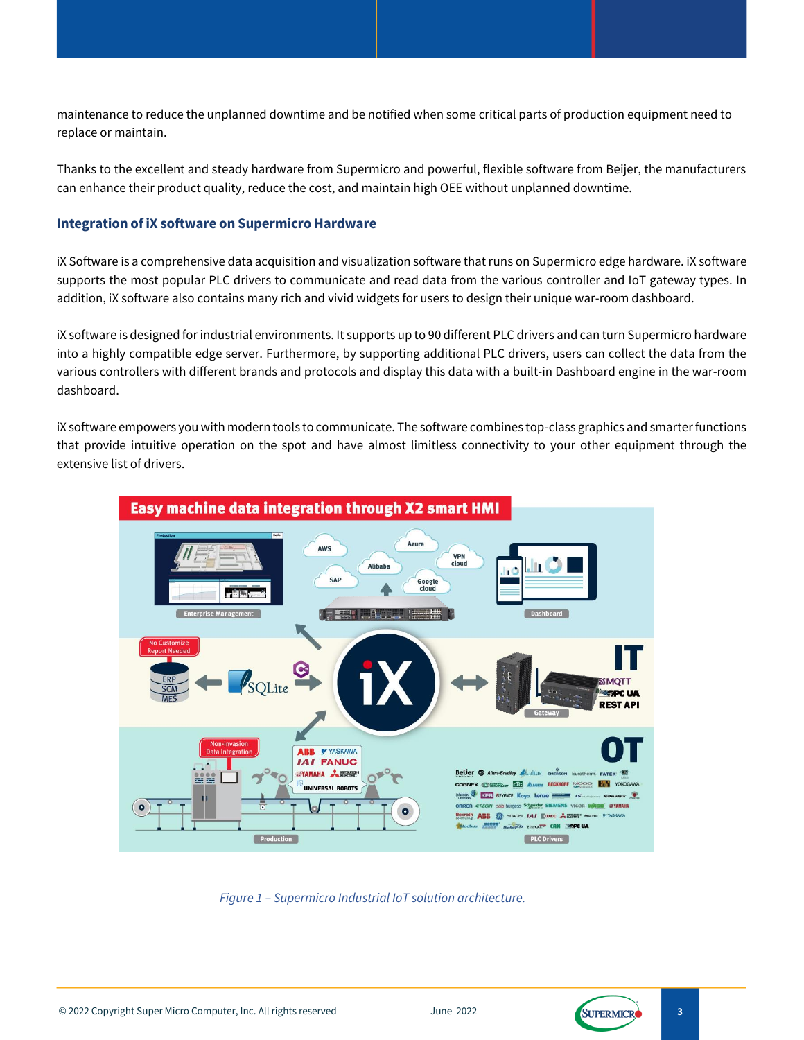maintenance to reduce the unplanned downtime and be notified when some critical parts of production equipment need to replace or maintain.

Thanks to the excellent and steady hardware from Supermicro and powerful, flexible software from Beijer, the manufacturers can enhance their product quality, reduce the cost, and maintain high OEE without unplanned downtime.

### Integration of iX software on Supermicro Hardware

iX Software is a comprehensive data acquisition and visualization software that runs on Supermicro edge hardware. iX software supports the most popular PLC drivers to communicate and read data from the various controller and IoT gateway types. In addition, iX software also contains many rich and vivid widgets for users to design their unique war-room dashboard.

iX software is designed for industrial environments. It supports up to 90 different PLC drivers and can turn Supermicro hardware into a highly compatible edge server. Furthermore, by supporting additional PLC drivers, users can collect the data from the various controllers with different brands and protocols and display this data with a built-in Dashboard engine in the war-room dashboard.

iX software empowers you with modern tools to communicate. The software combines top-class graphics and smarter functions that provide intuitive operation on the spot and have almost limitless connectivity to your other equipment through the extensive list of drivers.

*Figure 1 – Supermicro Industrial IoT solution architecture.*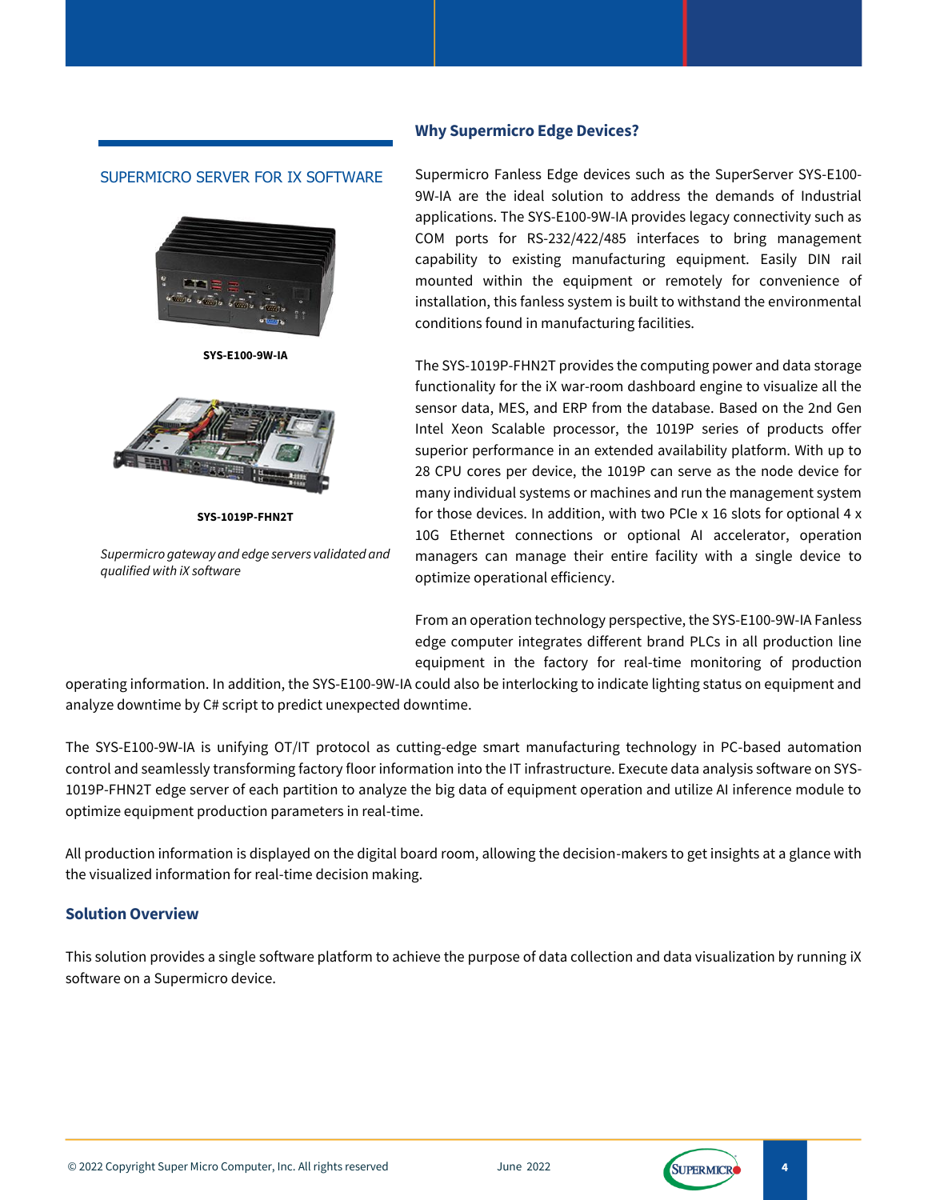## SUPERMICRO SERVER FOR IX SOFTWARE

**SYS-E100-9W-IA**

**SYS-1019P-FHN2T**

*Supermicro gateway and edge servers validated and qualified with iX software*

### Why Supermicro Edge Devices?

Supermicro Fanless Edge devices such as the SuperServer SYS-E100-9W-IA are the ideal solution to address the demands of Industrial applications. The SYS-E100-9W-IA provides legacy connectivity such as COM ports for RS-232/422/485 interfaces to bring management capability to existing manufacturing equipment. Easily DIN rail mounted within the equipment or remotely for convenience of installation, this fanless system is built to withstand the environmental conditions found in manufacturing facilities.

The SYS-1019P-FHN2T provides the computing power and data storage functionality for the iX war-room dashboard engine to visualize all the sensor data, MES, and ERP from the database. Based on the 2nd Gen Intel Xeon Scalable processor, the 1019P series of products offer superior performance in an extended availability platform. With up to 28 CPU cores per device, the 1019P can serve as the node device for many individual systems or machines and run the management system for those devices. In addition, with two PCIe x 16 slots for optional 4 x 10G Ethernet connections or optional AI accelerator, operation managers can manage their entire facility with a single device to optimize operational efficiency.

From an operation technology perspective, the SYS-E100-9W-IA Fanless edge computer integrates different brand PLCs in all production line equipment in the factory for real-time monitoring of production operating information. In addition, the SYS-E100-9W-IA could also be interlocking to indicate lighting status on equipment and analyze downtime by C# script to predict unexpected downtime.

The SYS-E100-9W-IA is unifying OT/IT protocol as cutting-edge smart manufacturing technology in PC-based automation control and seamlessly transforming factory floor information into the IT infrastructure. Execute data analysis software on SYS-1019P-FHN2T edge server of each partition to analyze the big data of equipment operation and utilize AI inference module to optimize equipment production parameters in real-time.

All production information is displayed on the digital board room, allowing the decision-makers to get insights at a glance with the visualized information for real-time decision making.

### Solution Overview

This solution provides a single software platform to achieve the purpose of data collection and data visualization by running iX software on a Supermicro device.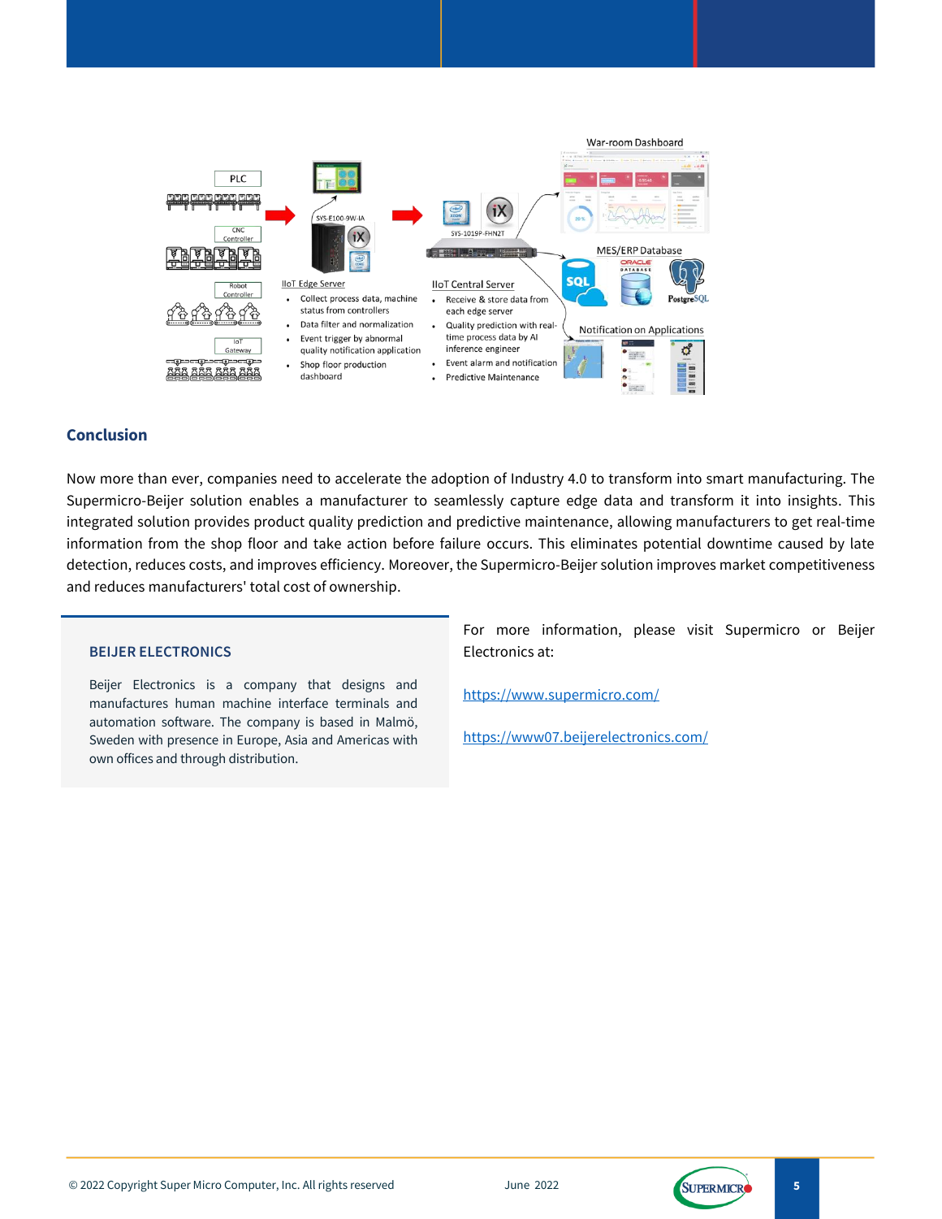PLC

CNC Controller

Robot Controller

IoT Gateway

SYS-E100-9W-IA

IIoT Edge Server

- Collect process data, machine status from controllers
- Data filter and normalization
- Event trigger by abnormal quality notification application
- Shop floor production dashboard

SYS-1019P-FHN2T

IIoT Central Server

- Receive & store data from each edge server
- Quality prediction with real-time process data by AI inference engineer
- Event alarm and notification
- Predictive Maintenance

War-room Dashboard

MES/ERP Database

Notification on Applications

## Conclusion

Now more than ever, companies need to accelerate the adoption of Industry 4.0 to transform into smart manufacturing. The Supermicro-Beijer solution enables a manufacturer to seamlessly capture edge data and transform it into insights. This integrated solution provides product quality prediction and predictive maintenance, allowing manufacturers to get real-time information from the shop floor and take action before failure occurs. This eliminates potential downtime caused by late detection, reduces costs, and improves efficiency. Moreover, the Supermicro-Beijer solution improves market competitiveness and reduces manufacturers' total cost of ownership.

### BEIJER ELECTRONICS

Beijer Electronics is a company that designs and manufactures human machine interface terminals and automation software. The company is based in Malmö, Sweden with presence in Europe, Asia and Americas with own offices and through distribution.

For more information, please visit Supermicro or Beijer Electronics at:

https://www.supermicro.com/

https://www07.beijerelectronics.com/